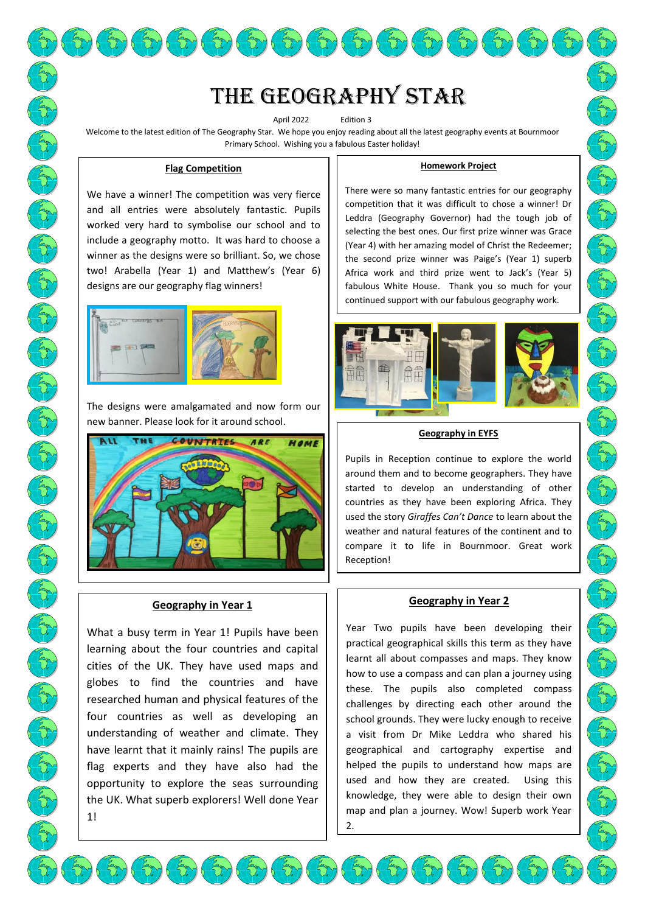# The Geography Star

April 2022 Edition 3

Welcome to the latest edition of The Geography Star. We hope you enjoy reading about all the latest geography events at Bournmoor Primary School. Wishing you a fabulous Easter holiday!

## Flag Competition

We have a winner! The competition was very fierce and all entries were absolutely fantastic. Pupils worked very hard to symbolise our school and to include a geography motto. It was hard to choose a winner as the designs were so brilliant. So, we chose two! Arabella (Year 1) and Matthew's (Year 6) designs are our geography flag winners!

The designs were amalgamated and now form our new banner. Please look for it around school.

## Homework Project

There were so many fantastic entries for our geography competition that it was difficult to chose a winner! Dr Leddra (Geography Governor) had the tough job of selecting the best ones. Our first prize winner was Grace (Year 4) with her amazing model of Christ the Redeemer; the second prize winner was Paige's (Year 1) superb Africa work and third prize went to Jack's (Year 5) fabulous White House. Thank you so much for your continued support with our fabulous geography work.

## Geography in EYFS

Pupils in Reception continue to explore the world around them and to become geographers. They have started to develop an understanding of other countries as they have been exploring Africa. They used the story *Giraffes Can't Dance* to learn about the weather and natural features of the continent and to compare it to life in Bournmoor. Great work Reception!

## Geography in Year 1

What a busy term in Year 1! Pupils have been learning about the four countries and capital cities of the UK. They have used maps and globes to find the countries and have researched human and physical features of the four countries as well as developing an understanding of weather and climate. They have learnt that it mainly rains! The pupils are flag experts and they have also had the opportunity to explore the seas surrounding the UK. What superb explorers! Well done Year 1!

## Geography in Year 2

Year Two pupils have been developing their practical geographical skills this term as they have learnt all about compasses and maps. They know how to use a compass and can plan a journey using these. The pupils also completed compass challenges by directing each other around the school grounds. They were lucky enough to receive a visit from Dr Mike Leddra who shared his geographical and cartography expertise and helped the pupils to understand how maps are used and how they are created. Using this knowledge, they were able to design their own map and plan a journey. Wow! Superb work Year 2.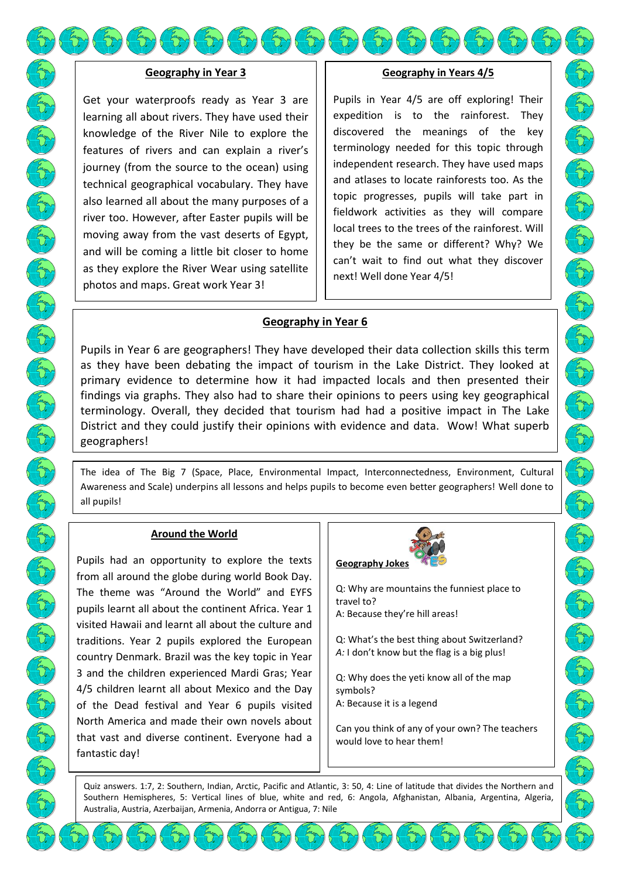## Geography in Year 3

Get your waterproofs ready as Year 3 are learning all about rivers. They have used their knowledge of the River Nile to explore the features of rivers and can explain a river's journey (from the source to the ocean) using technical geographical vocabulary. They have also learned all about the many purposes of a river too. However, after Easter pupils will be moving away from the vast deserts of Egypt, and will be coming a little bit closer to home as they explore the River Wear using satellite photos and maps. Great work Year 3!

## Geography in Years 4/5

Pupils in Year 4/5 are off exploring! Their expedition is to the rainforest. They discovered the meanings of the key terminology needed for this topic through independent research. They have used maps and atlases to locate rainforests too. As the topic progresses, pupils will take part in fieldwork activities as they will compare local trees to the trees of the rainforest. Will they be the same or different? Why? We can't wait to find out what they discover next! Well done Year 4/5!

## Geography in Year 6

Pupils in Year 6 are geographers! They have developed their data collection skills this term as they have been debating the impact of tourism in the Lake District. They looked at primary evidence to determine how it had impacted locals and then presented their findings via graphs. They also had to share their opinions to peers using key geographical terminology. Overall, they decided that tourism had had a positive impact in The Lake District and they could justify their opinions with evidence and data. Wow! What superb geographers!

The idea of The Big 7 (Space, Place, Environmental Impact, Interconnectedness, Environment, Cultural Awareness and Scale) underpins all lessons and helps pupils to become even better geographers! Well done to all pupils!

## Around the World

Pupils had an opportunity to explore the texts from all around the globe during world Book Day. The theme was "Around the World" and EYFS pupils learnt all about the continent Africa. Year 1 visited Hawaii and learnt all about the culture and traditions. Year 2 pupils explored the European country Denmark. Brazil was the key topic in Year 3 and the children experienced Mardi Gras; Year 4/5 children learnt all about Mexico and the Day of the Dead festival and Year 6 pupils visited North America and made their own novels about that vast and diverse continent. Everyone had a fantastic day!

## Geography Jokes

Q: Why are mountains the funniest place to travel to?
A: Because they're hill areas!

Q: What's the best thing about Switzerland?
*A:* I don't know but the flag is a big plus!

Q: Why does the yeti know all of the map symbols?
A: Because it is a legend

Can you think of any of your own? The teachers would love to hear them!

Quiz answers. 1:7, 2: Southern, Indian, Arctic, Pacific and Atlantic, 3: 50, 4: Line of latitude that divides the Northern and Southern Hemispheres, 5: Vertical lines of blue, white and red, 6: Angola, Afghanistan, Albania, Argentina, Algeria, Australia, Austria, Azerbaijan, Armenia, Andorra or Antigua, 7: Nile